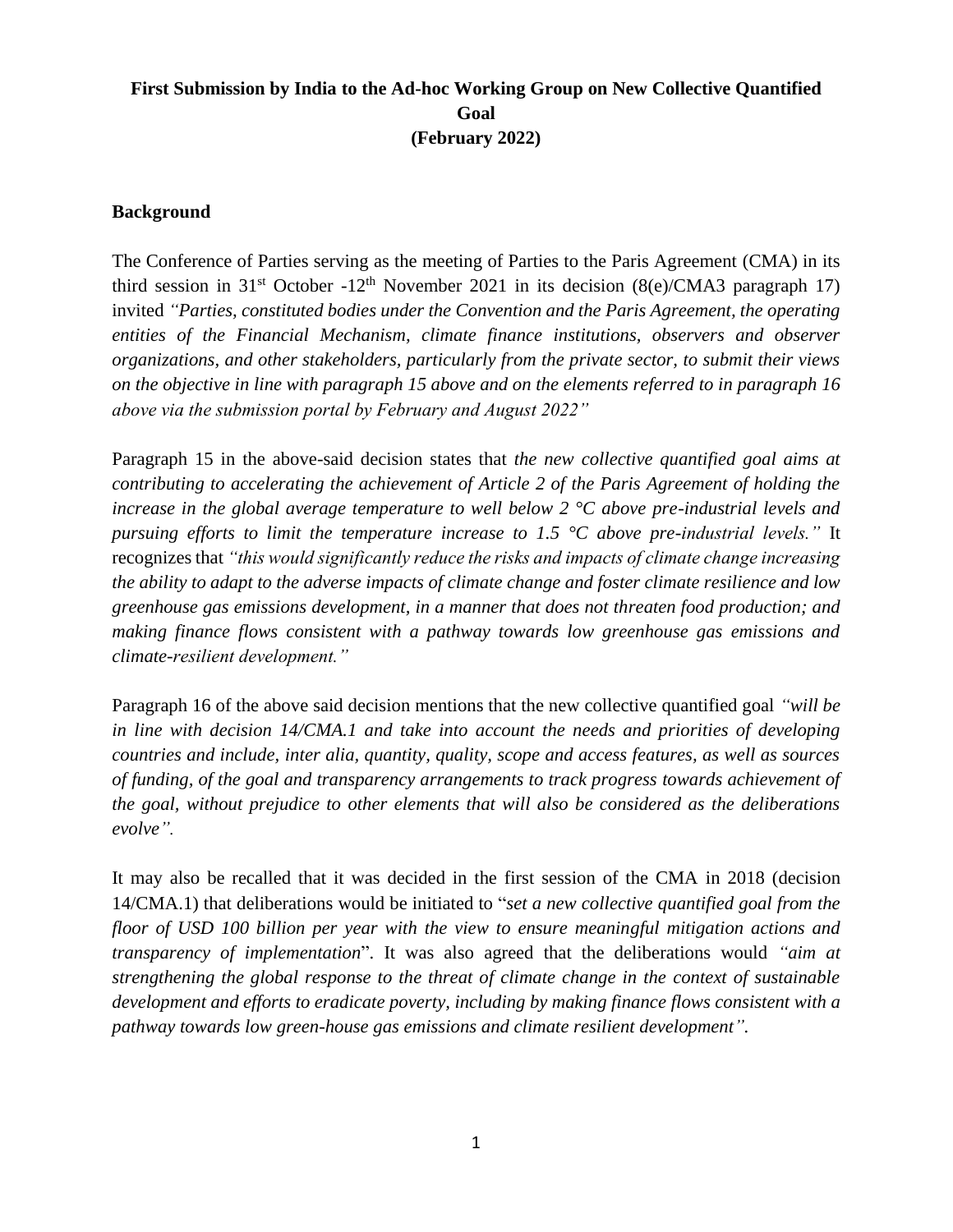**First Submission by India to the Ad-hoc Working Group on New Collective Quantified Goal**
**(February 2022)**

## Background

The Conference of Parties serving as the meeting of Parties to the Paris Agreement (CMA) in its third session in 31st October -12th November 2021 in its decision (8(e)/CMA3 paragraph 17) invited *"Parties, constituted bodies under the Convention and the Paris Agreement, the operating entities of the Financial Mechanism, climate finance institutions, observers and observer organizations, and other stakeholders, particularly from the private sector, to submit their views on the objective in line with paragraph 15 above and on the elements referred to in paragraph 16 above via the submission portal by February and August 2022"*

Paragraph 15 in the above-said decision states that *the new collective quantified goal aims at contributing to accelerating the achievement of Article 2 of the Paris Agreement of holding the increase in the global average temperature to well below 2 °C above pre-industrial levels and pursuing efforts to limit the temperature increase to 1.5 °C above pre-industrial levels."* It recognizes that *"this would significantly reduce the risks and impacts of climate change increasing the ability to adapt to the adverse impacts of climate change and foster climate resilience and low greenhouse gas emissions development, in a manner that does not threaten food production; and making finance flows consistent with a pathway towards low greenhouse gas emissions and climate-resilient development."*

Paragraph 16 of the above said decision mentions that the new collective quantified goal *"will be in line with decision 14/CMA.1 and take into account the needs and priorities of developing countries and include, inter alia, quantity, quality, scope and access features, as well as sources of funding, of the goal and transparency arrangements to track progress towards achievement of the goal, without prejudice to other elements that will also be considered as the deliberations evolve".*

It may also be recalled that it was decided in the first session of the CMA in 2018 (decision 14/CMA.1) that deliberations would be initiated to "*set a new collective quantified goal from the floor of USD 100 billion per year with the view to ensure meaningful mitigation actions and transparency of implementation*". It was also agreed that the deliberations would *"aim at strengthening the global response to the threat of climate change in the context of sustainable development and efforts to eradicate poverty, including by making finance flows consistent with a pathway towards low green-house gas emissions and climate resilient development".*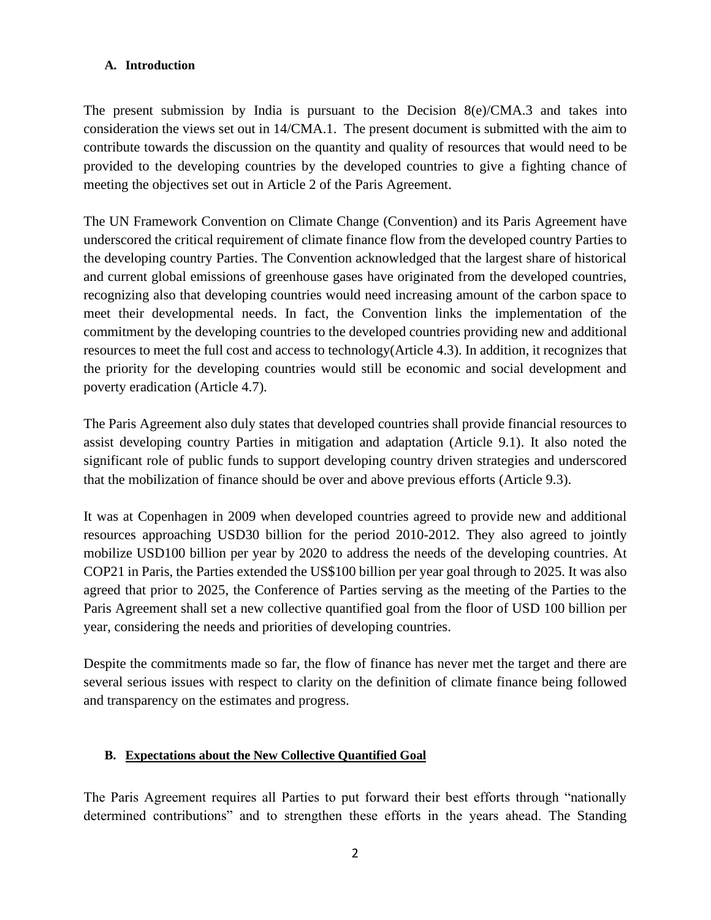## A. Introduction

The present submission by India is pursuant to the Decision 8(e)/CMA.3 and takes into consideration the views set out in 14/CMA.1. The present document is submitted with the aim to contribute towards the discussion on the quantity and quality of resources that would need to be provided to the developing countries by the developed countries to give a fighting chance of meeting the objectives set out in Article 2 of the Paris Agreement.

The UN Framework Convention on Climate Change (Convention) and its Paris Agreement have underscored the critical requirement of climate finance flow from the developed country Parties to the developing country Parties. The Convention acknowledged that the largest share of historical and current global emissions of greenhouse gases have originated from the developed countries, recognizing also that developing countries would need increasing amount of the carbon space to meet their developmental needs. In fact, the Convention links the implementation of the commitment by the developing countries to the developed countries providing new and additional resources to meet the full cost and access to technology(Article 4.3). In addition, it recognizes that the priority for the developing countries would still be economic and social development and poverty eradication (Article 4.7).

The Paris Agreement also duly states that developed countries shall provide financial resources to assist developing country Parties in mitigation and adaptation (Article 9.1). It also noted the significant role of public funds to support developing country driven strategies and underscored that the mobilization of finance should be over and above previous efforts (Article 9.3).

It was at Copenhagen in 2009 when developed countries agreed to provide new and additional resources approaching USD30 billion for the period 2010-2012. They also agreed to jointly mobilize USD100 billion per year by 2020 to address the needs of the developing countries. At COP21 in Paris, the Parties extended the US$100 billion per year goal through to 2025. It was also agreed that prior to 2025, the Conference of Parties serving as the meeting of the Parties to the Paris Agreement shall set a new collective quantified goal from the floor of USD 100 billion per year, considering the needs and priorities of developing countries.

Despite the commitments made so far, the flow of finance has never met the target and there are several serious issues with respect to clarity on the definition of climate finance being followed and transparency on the estimates and progress.

## B. Expectations about the New Collective Quantified Goal

The Paris Agreement requires all Parties to put forward their best efforts through "nationally determined contributions" and to strengthen these efforts in the years ahead. The Standing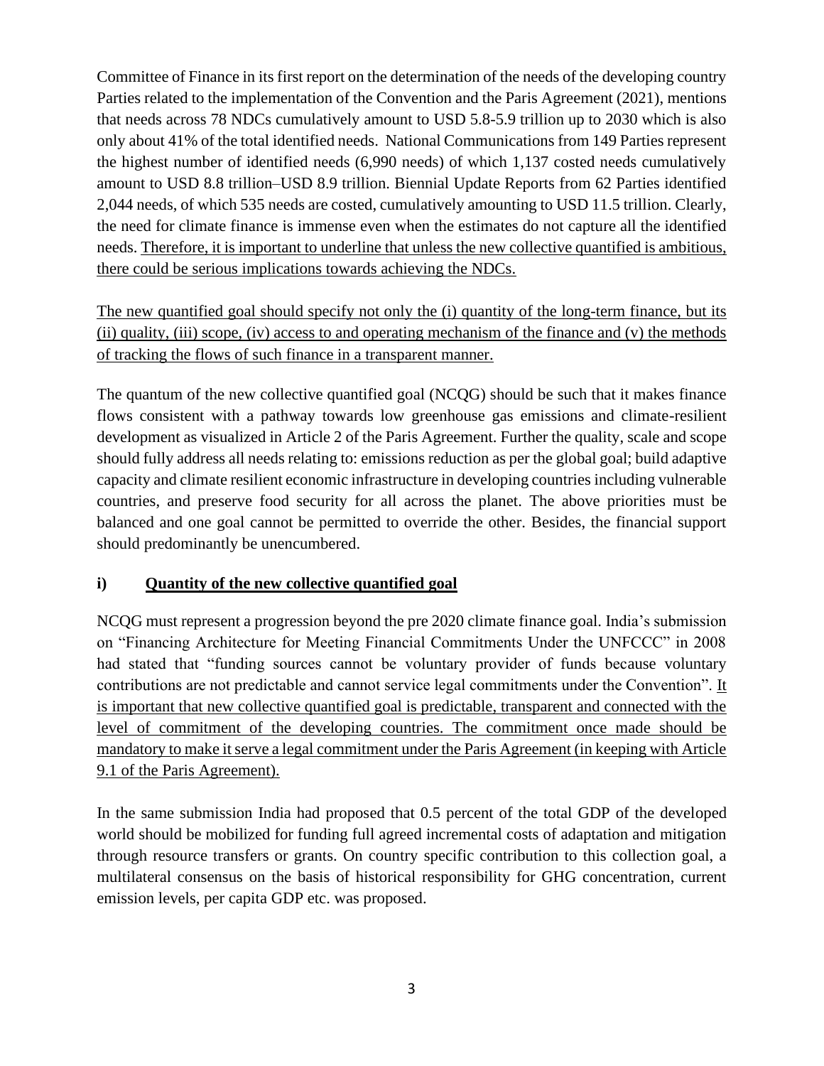Committee of Finance in its first report on the determination of the needs of the developing country Parties related to the implementation of the Convention and the Paris Agreement (2021), mentions that needs across 78 NDCs cumulatively amount to USD 5.8-5.9 trillion up to 2030 which is also only about 41% of the total identified needs. National Communications from 149 Parties represent the highest number of identified needs (6,990 needs) of which 1,137 costed needs cumulatively amount to USD 8.8 trillion–USD 8.9 trillion. Biennial Update Reports from 62 Parties identified 2,044 needs, of which 535 needs are costed, cumulatively amounting to USD 11.5 trillion. Clearly, the need for climate finance is immense even when the estimates do not capture all the identified needs. <u>Therefore, it is important to underline that unless the new collective quantified is ambitious, there could be serious implications towards achieving the NDCs.</u>

<u>The new quantified goal should specify not only the (i) quantity of the long-term finance, but its (ii) quality, (iii) scope, (iv) access to and operating mechanism of the finance and (v) the methods of tracking the flows of such finance in a transparent manner.</u>

The quantum of the new collective quantified goal (NCQG) should be such that it makes finance flows consistent with a pathway towards low greenhouse gas emissions and climate-resilient development as visualized in Article 2 of the Paris Agreement. Further the quality, scale and scope should fully address all needs relating to: emissions reduction as per the global goal; build adaptive capacity and climate resilient economic infrastructure in developing countries including vulnerable countries, and preserve food security for all across the planet. The above priorities must be balanced and one goal cannot be permitted to override the other. Besides, the financial support should predominantly be unencumbered.

### i) <u>Quantity of the new collective quantified goal</u>

NCQG must represent a progression beyond the pre 2020 climate finance goal. India's submission on "Financing Architecture for Meeting Financial Commitments Under the UNFCCC" in 2008 had stated that "funding sources cannot be voluntary provider of funds because voluntary contributions are not predictable and cannot service legal commitments under the Convention". <u>It is important that new collective quantified goal is predictable, transparent and connected with the level of commitment of the developing countries. The commitment once made should be mandatory to make it serve a legal commitment under the Paris Agreement (in keeping with Article 9.1 of the Paris Agreement).</u>

In the same submission India had proposed that 0.5 percent of the total GDP of the developed world should be mobilized for funding full agreed incremental costs of adaptation and mitigation through resource transfers or grants. On country specific contribution to this collection goal, a multilateral consensus on the basis of historical responsibility for GHG concentration, current emission levels, per capita GDP etc. was proposed.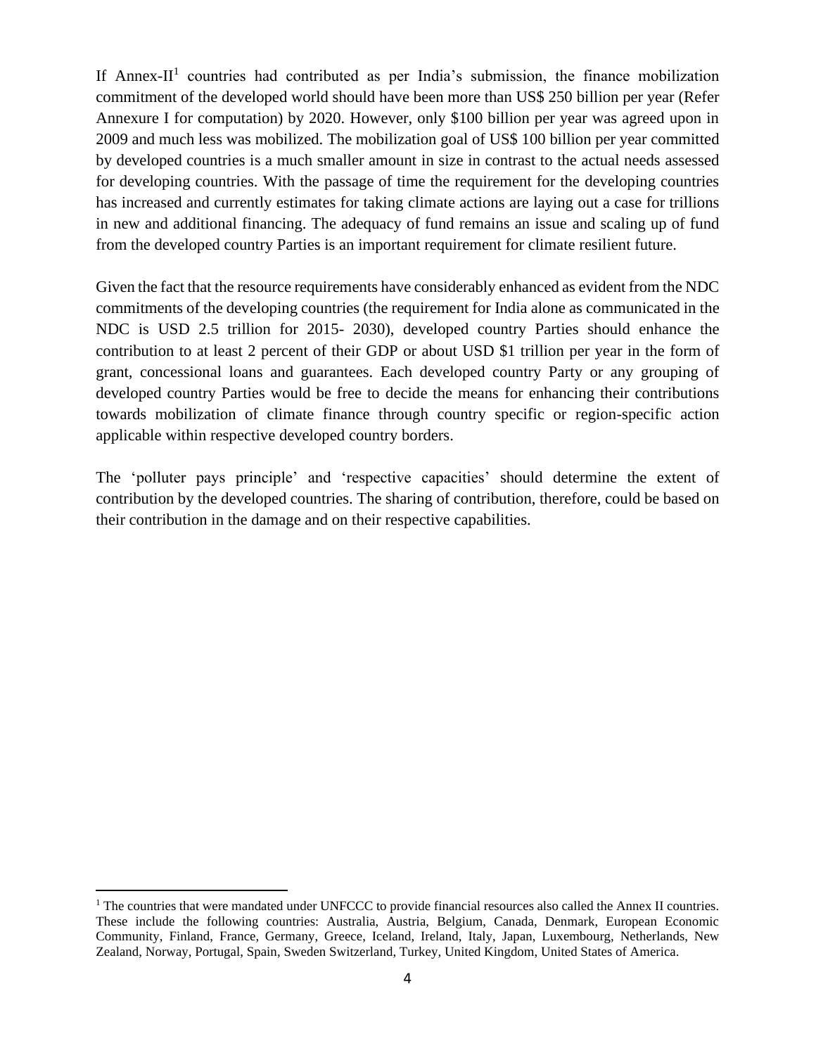If Annex-II[1] countries had contributed as per India's submission, the finance mobilization commitment of the developed world should have been more than US$ 250 billion per year (Refer Annexure I for computation) by 2020. However, only $100 billion per year was agreed upon in 2009 and much less was mobilized. The mobilization goal of US$ 100 billion per year committed by developed countries is a much smaller amount in size in contrast to the actual needs assessed for developing countries. With the passage of time the requirement for the developing countries has increased and currently estimates for taking climate actions are laying out a case for trillions in new and additional financing. The adequacy of fund remains an issue and scaling up of fund from the developed country Parties is an important requirement for climate resilient future.

Given the fact that the resource requirements have considerably enhanced as evident from the NDC commitments of the developing countries (the requirement for India alone as communicated in the NDC is USD 2.5 trillion for 2015- 2030), developed country Parties should enhance the contribution to at least 2 percent of their GDP or about USD $1 trillion per year in the form of grant, concessional loans and guarantees. Each developed country Party or any grouping of developed country Parties would be free to decide the means for enhancing their contributions towards mobilization of climate finance through country specific or region-specific action applicable within respective developed country borders.

The 'polluter pays principle' and 'respective capacities' should determine the extent of contribution by the developed countries. The sharing of contribution, therefore, could be based on their contribution in the damage and on their respective capabilities.

---

[1] The countries that were mandated under UNFCCC to provide financial resources also called the Annex II countries. These include the following countries: Australia, Austria, Belgium, Canada, Denmark, European Economic Community, Finland, France, Germany, Greece, Iceland, Ireland, Italy, Japan, Luxembourg, Netherlands, New Zealand, Norway, Portugal, Spain, Sweden Switzerland, Turkey, United Kingdom, United States of America.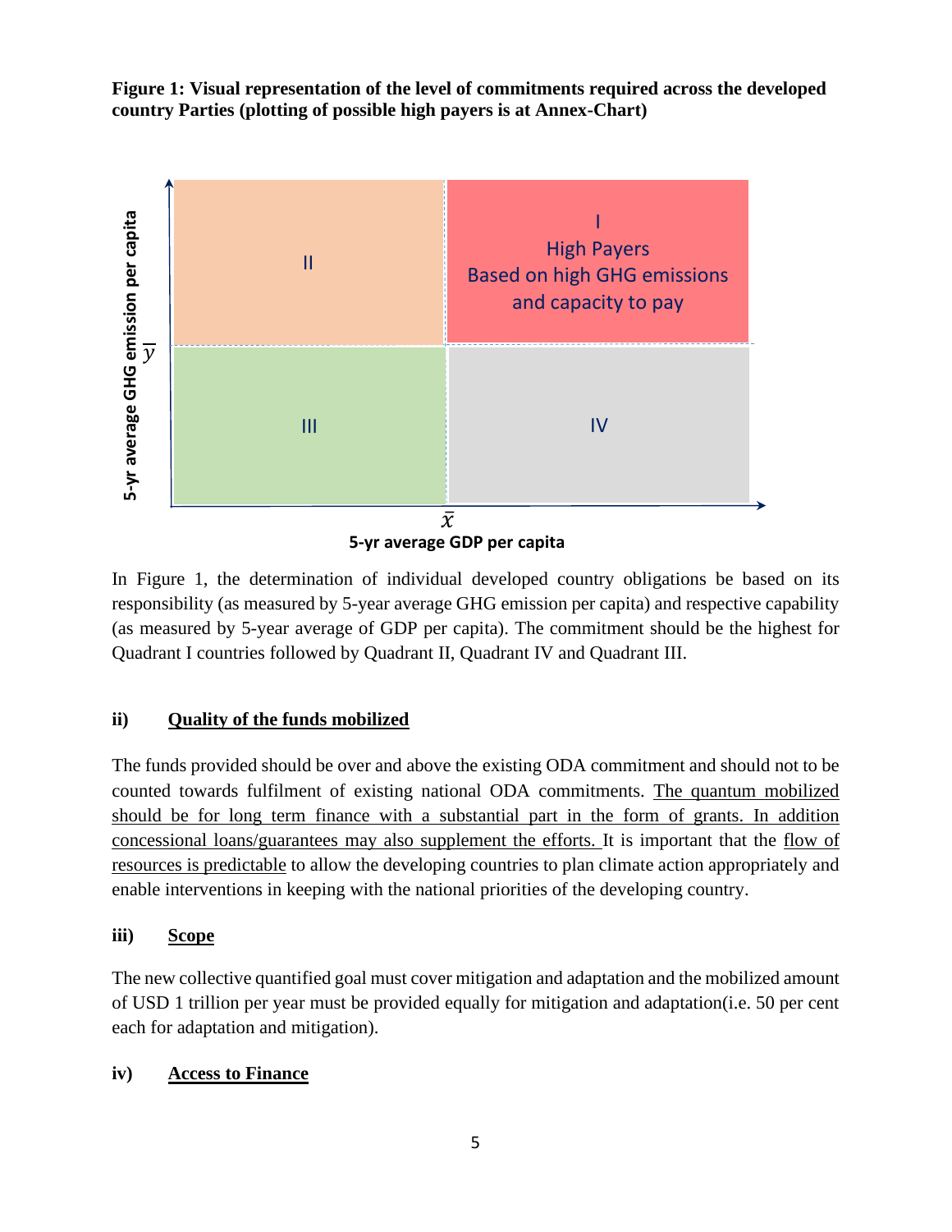**Figure 1: Visual representation of the level of commitments required across the developed country Parties (plotting of possible high payers is at Annex-Chart)**

| | 5-yr average GDP per capita below $\bar{x}$ | 5-yr average GDP per capita above $\bar{x}$ |
|---|---|---|
| **5-yr average GHG emission per capita above $\bar{y}$** | II | I<br>High Payers<br>Based on high GHG emissions and capacity to pay |
| **5-yr average GHG emission per capita below $\bar{y}$** | III | IV |

In Figure 1, the determination of individual developed country obligations be based on its responsibility (as measured by 5-year average GHG emission per capita) and respective capability (as measured by 5-year average of GDP per capita). The commitment should be the highest for Quadrant I countries followed by Quadrant II, Quadrant IV and Quadrant III.

**ii) <u>Quality of the funds mobilized</u>**

The funds provided should be over and above the existing ODA commitment and should not to be counted towards fulfilment of existing national ODA commitments. <u>The quantum mobilized should be for long term finance with a substantial part in the form of grants. In addition concessional loans/guarantees may also supplement the efforts.</u> It is important that the <u>flow of resources is predictable</u> to allow the developing countries to plan climate action appropriately and enable interventions in keeping with the national priorities of the developing country.

**iii) <u>Scope</u>**

The new collective quantified goal must cover mitigation and adaptation and the mobilized amount of USD 1 trillion per year must be provided equally for mitigation and adaptation(i.e. 50 per cent each for adaptation and mitigation).

**iv) <u>Access to Finance</u>**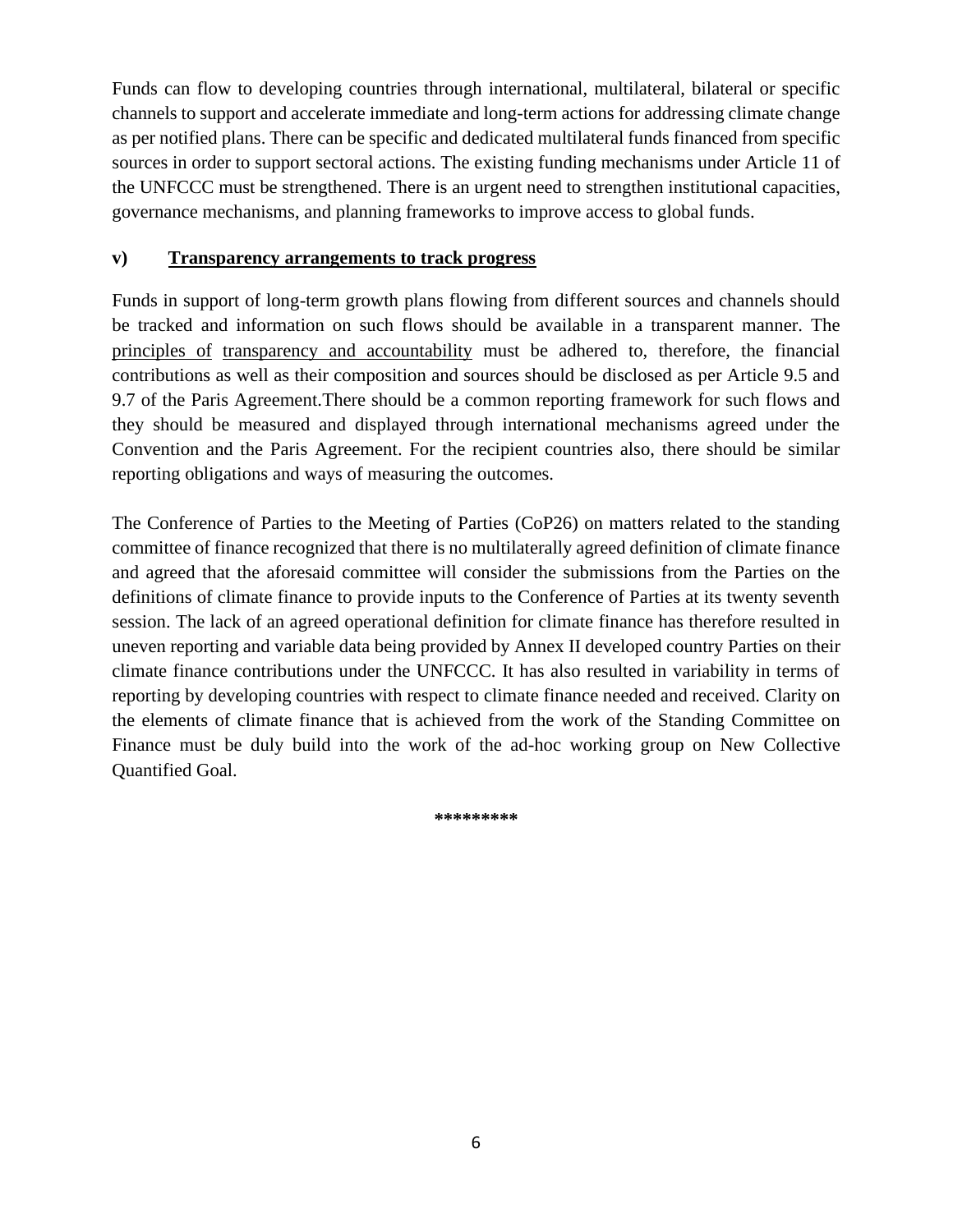Funds can flow to developing countries through international, multilateral, bilateral or specific channels to support and accelerate immediate and long-term actions for addressing climate change as per notified plans. There can be specific and dedicated multilateral funds financed from specific sources in order to support sectoral actions. The existing funding mechanisms under Article 11 of the UNFCCC must be strengthened. There is an urgent need to strengthen institutional capacities, governance mechanisms, and planning frameworks to improve access to global funds.

### v) Transparency arrangements to track progress

Funds in support of long-term growth plans flowing from different sources and channels should be tracked and information on such flows should be available in a transparent manner. The principles of transparency and accountability must be adhered to, therefore, the financial contributions as well as their composition and sources should be disclosed as per Article 9.5 and 9.7 of the Paris Agreement.There should be a common reporting framework for such flows and they should be measured and displayed through international mechanisms agreed under the Convention and the Paris Agreement. For the recipient countries also, there should be similar reporting obligations and ways of measuring the outcomes.

The Conference of Parties to the Meeting of Parties (CoP26) on matters related to the standing committee of finance recognized that there is no multilaterally agreed definition of climate finance and agreed that the aforesaid committee will consider the submissions from the Parties on the definitions of climate finance to provide inputs to the Conference of Parties at its twenty seventh session. The lack of an agreed operational definition for climate finance has therefore resulted in uneven reporting and variable data being provided by Annex II developed country Parties on their climate finance contributions under the UNFCCC. It has also resulted in variability in terms of reporting by developing countries with respect to climate finance needed and received. Clarity on the elements of climate finance that is achieved from the work of the Standing Committee on Finance must be duly build into the work of the ad-hoc working group on New Collective Quantified Goal.

**\*\*\*\*\*\*\*\*\***